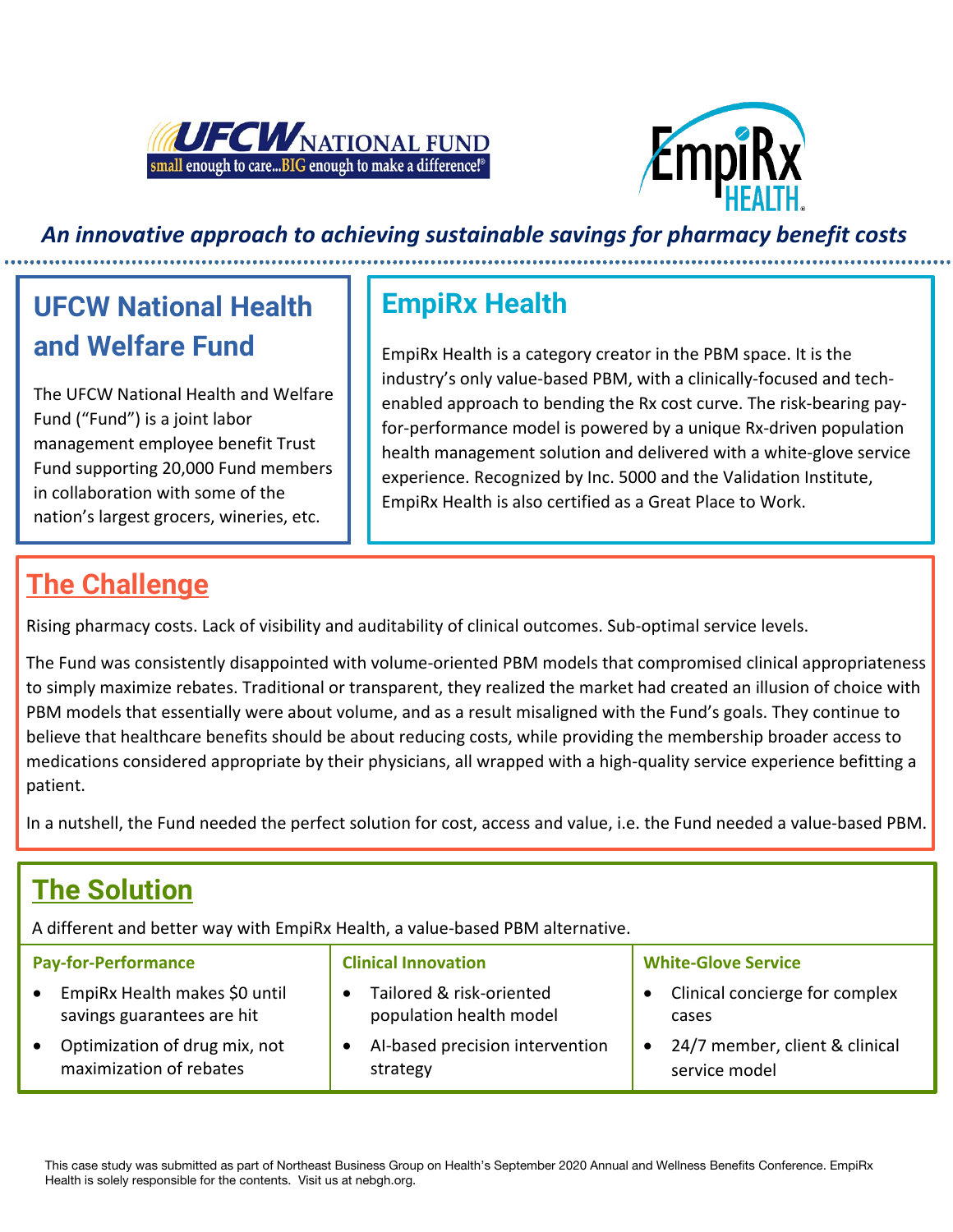*An innovative approach to achieving sustainable savings for pharmacy benefit costs*

## UFCW National Health and Welfare Fund

The UFCW National Health and Welfare Fund ("Fund") is a joint labor management employee benefit Trust Fund supporting 20,000 Fund members in collaboration with some of the nation's largest grocers, wineries, etc.

## EmpiRx Health

EmpiRx Health is a category creator in the PBM space. It is the industry's only value-based PBM, with a clinically-focused and tech-enabled approach to bending the Rx cost curve. The risk-bearing pay-for-performance model is powered by a unique Rx-driven population health management solution and delivered with a white-glove service experience. Recognized by Inc. 5000 and the Validation Institute, EmpiRx Health is also certified as a Great Place to Work.

## The Challenge

Rising pharmacy costs. Lack of visibility and auditability of clinical outcomes. Sub-optimal service levels.

The Fund was consistently disappointed with volume-oriented PBM models that compromised clinical appropriateness to simply maximize rebates. Traditional or transparent, they realized the market had created an illusion of choice with PBM models that essentially were about volume, and as a result misaligned with the Fund's goals. They continue to believe that healthcare benefits should be about reducing costs, while providing the membership broader access to medications considered appropriate by their physicians, all wrapped with a high-quality service experience befitting a patient.

In a nutshell, the Fund needed the perfect solution for cost, access and value, i.e. the Fund needed a value-based PBM.

## The Solution

A different and better way with EmpiRx Health, a value-based PBM alternative.

### Pay-for-Performance

- EmpiRx Health makes $0 until savings guarantees are hit
- Optimization of drug mix, not maximization of rebates

### Clinical Innovation

- Tailored & risk-oriented population health model
- AI-based precision intervention strategy

### White-Glove Service

- Clinical concierge for complex cases
- 24/7 member, client & clinical service model

This case study was submitted as part of Northeast Business Group on Health's September 2020 Annual and Wellness Benefits Conference. EmpiRx Health is solely responsible for the contents. Visit us at nebgh.org.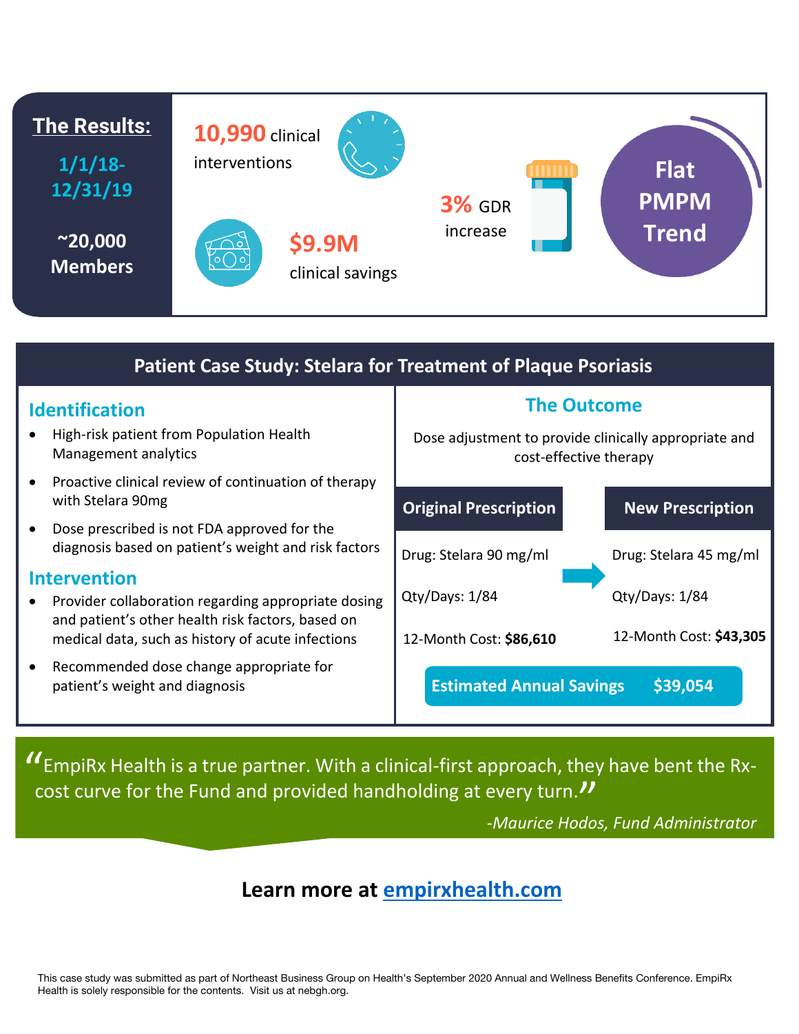## The Results:

**1/1/18-12/31/19**

**~20,000 Members**

**10,990** clinical interventions

**$9.9M** clinical savings

**3%** GDR increase

**Flat PMPM Trend**

## Patient Case Study: Stelara for Treatment of Plaque Psoriasis

### Identification

- High-risk patient from Population Health Management analytics
- Proactive clinical review of continuation of therapy with Stelara 90mg
- Dose prescribed is not FDA approved for the diagnosis based on patient's weight and risk factors

### Intervention

- Provider collaboration regarding appropriate dosing and patient's other health risk factors, based on medical data, such as history of acute infections
- Recommended dose change appropriate for patient's weight and diagnosis

### The Outcome

Dose adjustment to provide clinically appropriate and cost-effective therapy

| Original Prescription | New Prescription |
|---|---|
| Drug: Stelara 90 mg/ml | Drug: Stelara 45 mg/ml |
| Qty/Days: 1/84 | Qty/Days: 1/84 |
| 12-Month Cost: **$86,610** | 12-Month Cost: **$43,305** |

**Estimated Annual Savings $39,054**

*"EmpiRx Health is a true partner. With a clinical-first approach, they have bent the Rx-cost curve for the Fund and provided handholding at every turn."*

*-Maurice Hodos, Fund Administrator*

## Learn more at [empirxhealth.com](empirxhealth.com)

This case study was submitted as part of Northeast Business Group on Health's September 2020 Annual and Wellness Benefits Conference. EmpiRx Health is solely responsible for the contents. Visit us at nebgh.org.